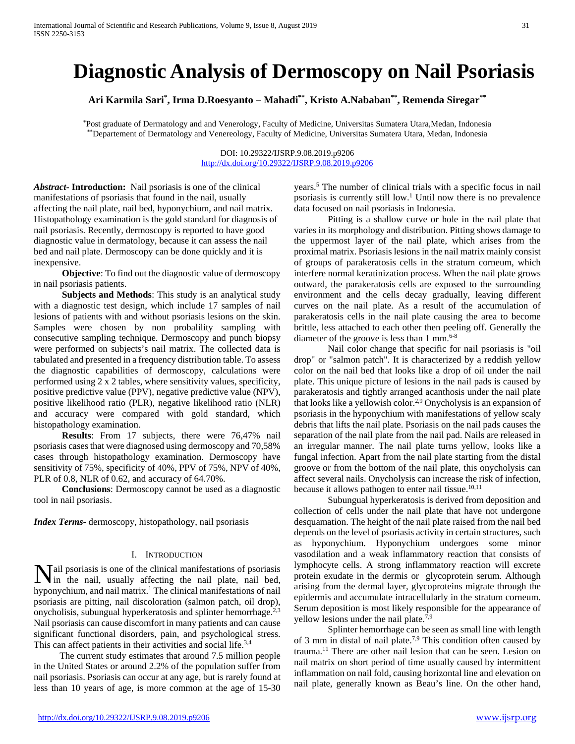# Diagnostic Analysis of Dermoscopy on Nail Psoriasis

**Ari Karmila Sari[*], Irma D.Roesyanto – Mahadi[**], Kristo A.Nababan[**], Remenda Siregar[**]**

[*]Post graduate of Dermatology and and Venerology, Faculty of Medicine, Universitas Sumatera Utara,Medan, Indonesia
[**]Departement of Dermatology and Venereology, Faculty of Medicine, Universitas Sumatera Utara, Medan, Indonesia

DOI: 10.29322/IJSRP.9.08.2019.p9206
http://dx.doi.org/10.29322/IJSRP.9.08.2019.p9206

***Abstract*- Introduction:** Nail psoriasis is one of the clinical manifestations of psoriasis that found in the nail, usually affecting the nail plate, nail bed, hyponychium, and nail matrix. Histopathology examination is the gold standard for diagnosis of nail psoriasis. Recently, dermoscopy is reported to have good diagnostic value in dermatology, because it can assess the nail bed and nail plate. Dermoscopy can be done quickly and it is inexpensive.

**Objective**: To find out the diagnostic value of dermoscopy in nail psoriasis patients.

**Subjects and Methods**: This study is an analytical study with a diagnostic test design, which include 17 samples of nail lesions of patients with and without psoriasis lesions on the skin. Samples were chosen by non probalility sampling with consecutive sampling technique. Dermoscopy and punch biopsy were performed on subjects's nail matrix. The collected data is tabulated and presented in a frequency distribution table. To assess the diagnostic capabilities of dermoscopy, calculations were performed using 2 x 2 tables, where sensitivity values, specificity, positive predictive value (PPV), negative predictive value (NPV), positive likelihood ratio (PLR), negative likelihood ratio (NLR) and accuracy were compared with gold standard, which histopathology examination.

**Results**: From 17 subjects, there were 76,47% nail psoriasis cases that were diagnosed using dermoscopy and 70,58% cases through histopathology examination. Dermoscopy have sensitivity of 75%, specificity of 40%, PPV of 75%, NPV of 40%, PLR of 0.8, NLR of 0.62, and accuracy of 64.70%.

**Conclusions**: Dermoscopy cannot be used as a diagnostic tool in nail psoriasis.

***Index Terms*-** dermoscopy, histopathology, nail psoriasis

## I. Introduction

Nail psoriasis is one of the clinical manifestations of psoriasis in the nail, usually affecting the nail plate, nail bed, hyponychium, and nail matrix.[1] The clinical manifestations of nail psoriasis are pitting, nail discoloration (salmon patch, oil drop), onycholisis, subungual hyperkeratosis and splinter hemorrhage.[2,3] Nail psoriasis can cause discomfort in many patients and can cause significant functional disorders, pain, and psychological stress. This can affect patients in their activities and social life.[3,4]

The current study estimates that around 7.5 million people in the United States or around 2.2% of the population suffer from nail psoriasis. Psoriasis can occur at any age, but is rarely found at less than 10 years of age, is more common at the age of 15-30 years.[5] The number of clinical trials with a specific focus in nail psoriasis is currently still low.[1] Until now there is no prevalence data focused on nail psoriasis in Indonesia.

Pitting is a shallow curve or hole in the nail plate that varies in its morphology and distribution. Pitting shows damage to the uppermost layer of the nail plate, which arises from the proximal matrix. Psoriasis lesions in the nail matrix mainly consist of groups of parakeratosis cells in the stratum corneum, which interfere normal keratinization process. When the nail plate grows outward, the parakeratosis cells are exposed to the surrounding environment and the cells decay gradually, leaving different curves on the nail plate. As a result of the accumulation of parakeratosis cells in the nail plate causing the area to become brittle, less attached to each other then peeling off. Generally the diameter of the groove is less than 1 mm.[6-8]

Nail color change that specific for nail psoriasis is "oil drop" or "salmon patch". It is characterized by a reddish yellow color on the nail bed that looks like a drop of oil under the nail plate. This unique picture of lesions in the nail pads is caused by parakeratosis and tightly arranged acanthosis under the nail plate that looks like a yellowish color.[2,9] Onycholysis is an expansion of psoriasis in the hyponychium with manifestations of yellow scaly debris that lifts the nail plate. Psoriasis on the nail pads causes the separation of the nail plate from the nail pad. Nails are released in an irregular manner. The nail plate turns yellow, looks like a fungal infection. Apart from the nail plate starting from the distal groove or from the bottom of the nail plate, this onycholysis can affect several nails. Onycholysis can increase the risk of infection, because it allows pathogen to enter nail tissue.[10,11]

Subungual hyperkeratosis is derived from deposition and collection of cells under the nail plate that have not undergone desquamation. The height of the nail plate raised from the nail bed depends on the level of psoriasis activity in certain structures, such as hyponychium. Hyponychium undergoes some minor vasodilation and a weak inflammatory reaction that consists of lymphocyte cells. A strong inflammatory reaction will excrete protein exudate in the dermis or glycoprotein serum. Although arising from the dermal layer, glycoproteins migrate through the epidermis and accumulate intracellularly in the stratum corneum. Serum deposition is most likely responsible for the appearance of yellow lesions under the nail plate.[7,9]

Splinter hemorrhage can be seen as small line with length of 3 mm in distal of nail plate.[7,9] This condition often caused by trauma.[11] There are other nail lesion that can be seen. Lesion on nail matrix on short period of time usually caused by intermittent inflammation on nail fold, causing horizontal line and elevation on nail plate, generally known as Beau's line. On the other hand,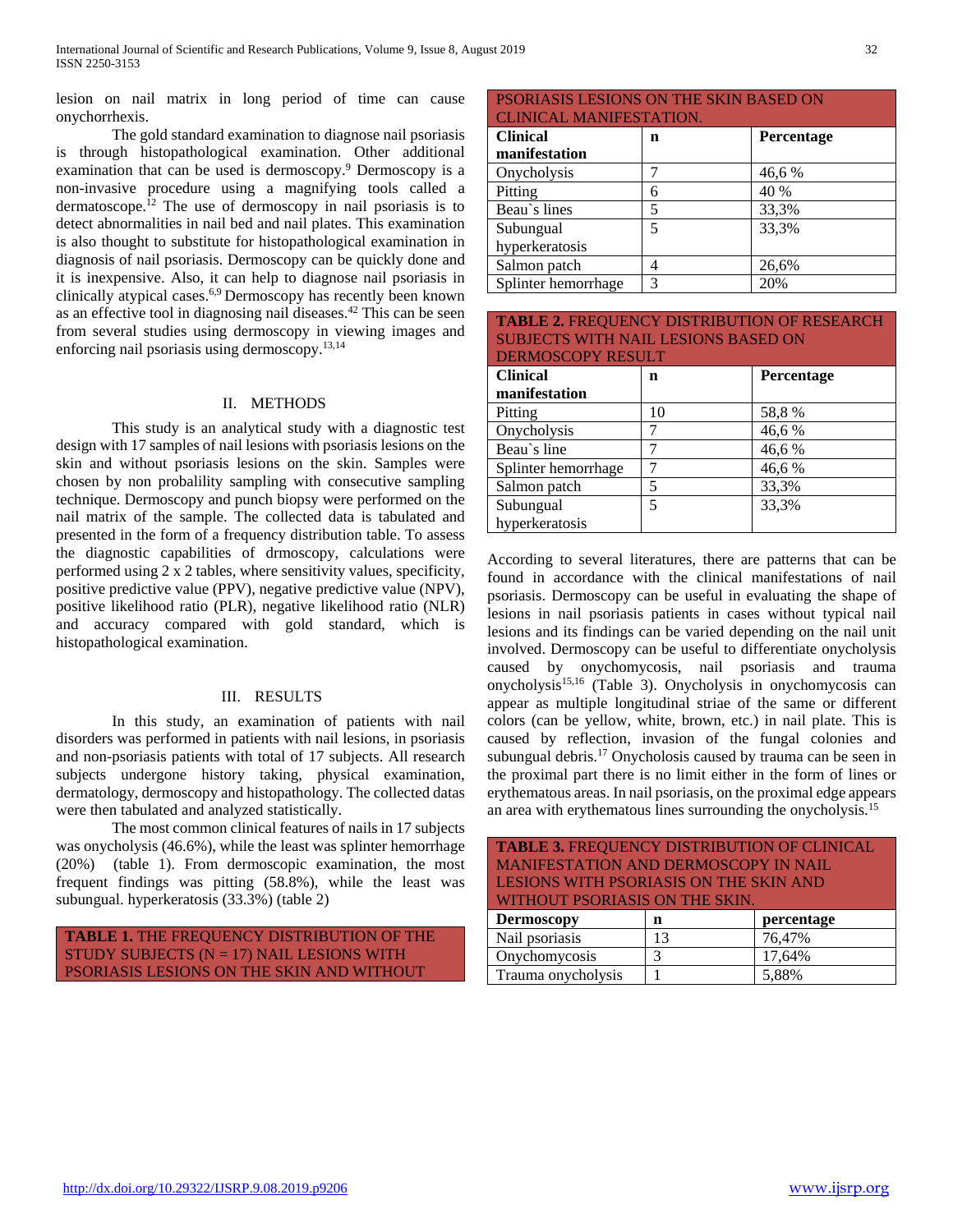lesion on nail matrix in long period of time can cause onychorrhexis.

The gold standard examination to diagnose nail psoriasis is through histopathological examination. Other additional examination that can be used is dermoscopy.[9] Dermoscopy is a non-invasive procedure using a magnifying tools called a dermatoscope.[12] The use of dermoscopy in nail psoriasis is to detect abnormalities in nail bed and nail plates. This examination is also thought to substitute for histopathological examination in diagnosis of nail psoriasis. Dermoscopy can be quickly done and it is inexpensive. Also, it can help to diagnose nail psoriasis in clinically atypical cases.[6,9] Dermoscopy has recently been known as an effective tool in diagnosing nail diseases.[42] This can be seen from several studies using dermoscopy in viewing images and enforcing nail psoriasis using dermoscopy.[13,14]

## II. METHODS

This study is an analytical study with a diagnostic test design with 17 samples of nail lesions with psoriasis lesions on the skin and without psoriasis lesions on the skin. Samples were chosen by non probalility sampling with consecutive sampling technique. Dermoscopy and punch biopsy were performed on the nail matrix of the sample. The collected data is tabulated and presented in the form of a frequency distribution table. To assess the diagnostic capabilities of drmoscopy, calculations were performed using 2 x 2 tables, where sensitivity values, specificity, positive predictive value (PPV), negative predictive value (NPV), positive likelihood ratio (PLR), negative likelihood ratio (NLR) and accuracy compared with gold standard, which is histopathological examination.

## III. RESULTS

In this study, an examination of patients with nail disorders was performed in patients with nail lesions, in psoriasis and non-psoriasis patients with total of 17 subjects. All research subjects undergone history taking, physical examination, dermatology, dermoscopy and histopathology. The collected datas were then tabulated and analyzed statistically.

The most common clinical features of nails in 17 subjects was onycholysis (46.6%), while the least was splinter hemorrhage (20%) (table 1). From dermoscopic examination, the most frequent findings was pitting (58.8%), while the least was subungual. hyperkeratosis (33.3%) (table 2)

**TABLE 1.** THE FREQUENCY DISTRIBUTION OF THE STUDY SUBJECTS (N = 17) NAIL LESIONS WITH PSORIASIS LESIONS ON THE SKIN AND WITHOUT PSORIASIS LESIONS ON THE SKIN BASED ON CLINICAL MANIFESTATION.

| Clinical manifestation | n | Percentage |
|---|---|---|
| Onycholysis | 7 | 46,6 % |
| Pitting | 6 | 40 % |
| Beau`s lines | 5 | 33,3% |
| Subungual hyperkeratosis | 5 | 33,3% |
| Salmon patch | 4 | 26,6% |
| Splinter hemorrhage | 3 | 20% |

**TABLE 2.** FREQUENCY DISTRIBUTION OF RESEARCH SUBJECTS WITH NAIL LESIONS BASED ON DERMOSCOPY RESULT

| Clinical manifestation | n | Percentage |
|---|---|---|
| Pitting | 10 | 58,8 % |
| Onycholysis | 7 | 46,6 % |
| Beau`s line | 7 | 46,6 % |
| Splinter hemorrhage | 7 | 46,6 % |
| Salmon patch | 5 | 33,3% |
| Subungual hyperkeratosis | 5 | 33,3% |

According to several literatures, there are patterns that can be found in accordance with the clinical manifestations of nail psoriasis. Dermoscopy can be useful in evaluating the shape of lesions in nail psoriasis patients in cases without typical nail lesions and its findings can be varied depending on the nail unit involved. Dermoscopy can be useful to differentiate onycholysis caused by onychomycosis, nail psoriasis and trauma onycholysis[15,16] (Table 3). Onycholysis in onychomycosis can appear as multiple longitudinal striae of the same or different colors (can be yellow, white, brown, etc.) in nail plate. This is caused by reflection, invasion of the fungal colonies and subungual debris.[17] Onycholosis caused by trauma can be seen in the proximal part there is no limit either in the form of lines or erythematous areas. In nail psoriasis, on the proximal edge appears an area with erythematous lines surrounding the onycholysis.[15]

**TABLE 3.** FREQUENCY DISTRIBUTION OF CLINICAL MANIFESTATION AND DERMOSCOPY IN NAIL LESIONS WITH PSORIASIS ON THE SKIN AND WITHOUT PSORIASIS ON THE SKIN.

| Dermoscopy | n | percentage |
|---|---|---|
| Nail psoriasis | 13 | 76,47% |
| Onychomycosis | 3 | 17,64% |
| Trauma onycholysis | 1 | 5,88% |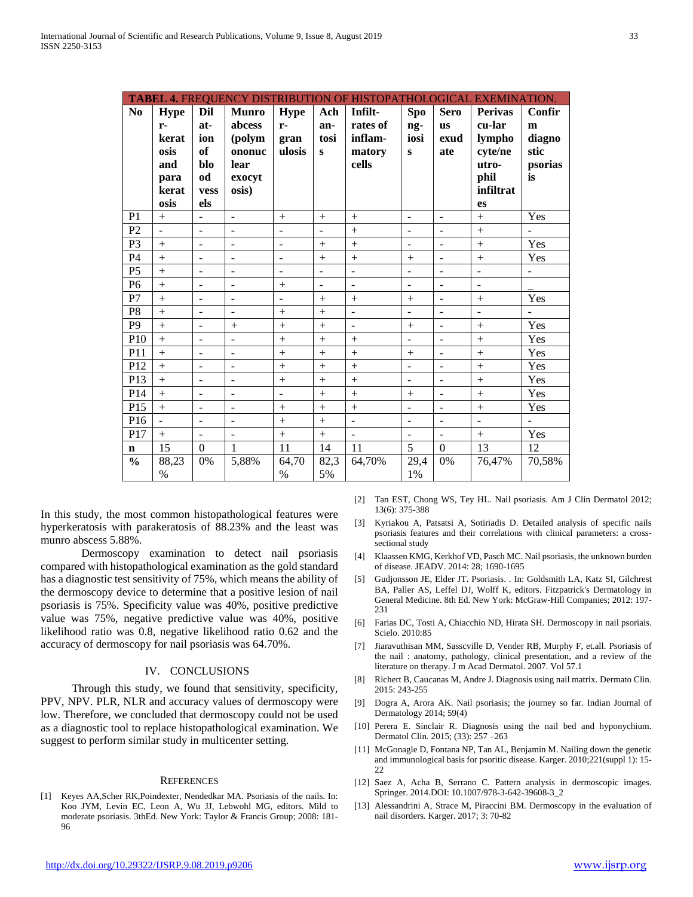**TABEL 4.** FREQUENCY DISTRIBUTION OF HISTOPATHOLOGICAL EXEMINATION.

| No | Hyper-keratosis and parakeratosis | Dilation of blood vessels | Munro abcess (polymononuclear exocytosis) | Hyper-granulosis | Acantosis | Infilt-rates of inflammatory cells | Spongiosis | Serous exudate | Perivascular lymphocyte/neutrophil infiltrates | Confirm diagnostic psoriasis |
|---|---|---|---|---|---|---|---|---|---|---|
| P1 | + | - | - | + | + | + | - | - | + | Yes |
| P2 | - | - | - | - | - | + | - | - | + | - |
| P3 | + | - | - | - | + | + | - | - | + | Yes |
| P4 | + | - | - | - | + | + | + | - | + | Yes |
| P5 | + | - | - | - | - | - | - | - | - | - |
| P6 | + | - | - | + | - | - | - | - | - | _ |
| P7 | + | - | - | - | + | + | + | - | + | Yes |
| P8 | + | - | - | + | + | - | - | - | - | - |
| P9 | + | - | + | + | + | - | + | - | + | Yes |
| P10 | + | - | - | + | + | + | - | - | + | Yes |
| P11 | + | - | - | + | + | + | + | - | + | Yes |
| P12 | + | - | - | + | + | + | - | - | + | Yes |
| P13 | + | - | - | + | + | + | - | - | + | Yes |
| P14 | + | - | - | - | + | + | + | - | + | Yes |
| P15 | + | - | - | + | + | + | - | - | + | Yes |
| P16 | - | - | - | + | + | - | - | - | - | - |
| P17 | + | - | - | + | + | - | - | - | + | Yes |
| **n** | 15 | 0 | 1 | 11 | 14 | 11 | 5 | 0 | 13 | 12 |
| **%** | 88,23 % | 0% | 5,88% | 64,70 % | 82,35% | 64,70% | 29,41% | 0% | 76,47% | 70,58% |

In this study, the most common histopathological features were hyperkeratosis with parakeratosis of 88.23% and the least was munro abscess 5.88%.

Dermoscopy examination to detect nail psoriasis compared with histopathological examination as the gold standard has a diagnostic test sensitivity of 75%, which means the ability of the dermoscopy device to determine that a positive lesion of nail psoriasis is 75%. Specificity value was 40%, positive predictive value was 75%, negative predictive value was 40%, positive likelihood ratio was 0.8, negative likelihood ratio 0.62 and the accuracy of dermoscopy for nail psoriasis was 64.70%.

## IV. CONCLUSIONS

Through this study, we found that sensitivity, specificity, PPV, NPV. PLR, NLR and accuracy values of dermoscopy were low. Therefore, we concluded that dermoscopy could not be used as a diagnostic tool to replace histopathological examination. We suggest to perform similar study in multicenter setting.

## REFERENCES

[1] Keyes AA,Scher RK,Poindexter, Nendedkar MA. Psoriasis of the nails. In: Koo JYM, Levin EC, Leon A, Wu JJ, Lebwohl MG, editors. Mild to moderate psoriasis. 3thEd. New York: Taylor & Francis Group; 2008: 181-96

[2] Tan EST, Chong WS, Tey HL. Nail psoriasis. Am J Clin Dermatol 2012; 13(6): 375-388

[3] Kyriakou A, Patsatsi A, Sotiriadis D. Detailed analysis of specific nails psoriasis features and their correlations with clinical parameters: a cross-sectional study

[4] Klaassen KMG, Kerkhof VD, Pasch MC. Nail psoriasis, the unknown burden of disease. JEADV. 2014: 28; 1690-1695

[5] Gudjonsson JE, Elder JT. Psoriasis. . In: Goldsmith LA, Katz SI, Gilchrest BA, Paller AS, Leffel DJ, Wolff K, editors. Fitzpatrick's Dermatology in General Medicine. 8th Ed. New York: McGraw-Hill Companies; 2012: 197-231

[6] Farias DC, Tosti A, Chiacchio ND, Hirata SH. Dermoscopy in nail psoriais. Scielo. 2010:85

[7] Jiaravuthisan MM, Sasscville D, Vender RB, Murphy F, et.all. Psoriasis of the nail : anatomy, pathology, clinical presentation, and a review of the literature on therapy. J m Acad Dermatol. 2007. Vol 57.1

[8] Richert B, Caucanas M, Andre J. Diagnosis using nail matrix. Dermato Clin. 2015: 243-255

[9] Dogra A, Arora AK. Nail psoriasis; the journey so far. Indian Journal of Dermatology 2014; 59(4)

[10] Perera E. Sinclair R. Diagnosis using the nail bed and hyponychium. Dermatol Clin. 2015; (33): 257 –263

[11] McGonagle D, Fontana NP, Tan AL, Benjamin M. Nailing down the genetic and immunological basis for psoritic disease. Karger. 2010;221(suppl 1): 15-22

[12] Saez A, Acha B, Serrano C. Pattern analysis in dermoscopic images. Springer. 2014.DOI: 10.1007/978-3-642-39608-3_2

[13] Alessandrini A, Strace M, Piraccini BM. Dermoscopy in the evaluation of nail disorders. Karger. 2017; 3: 70-82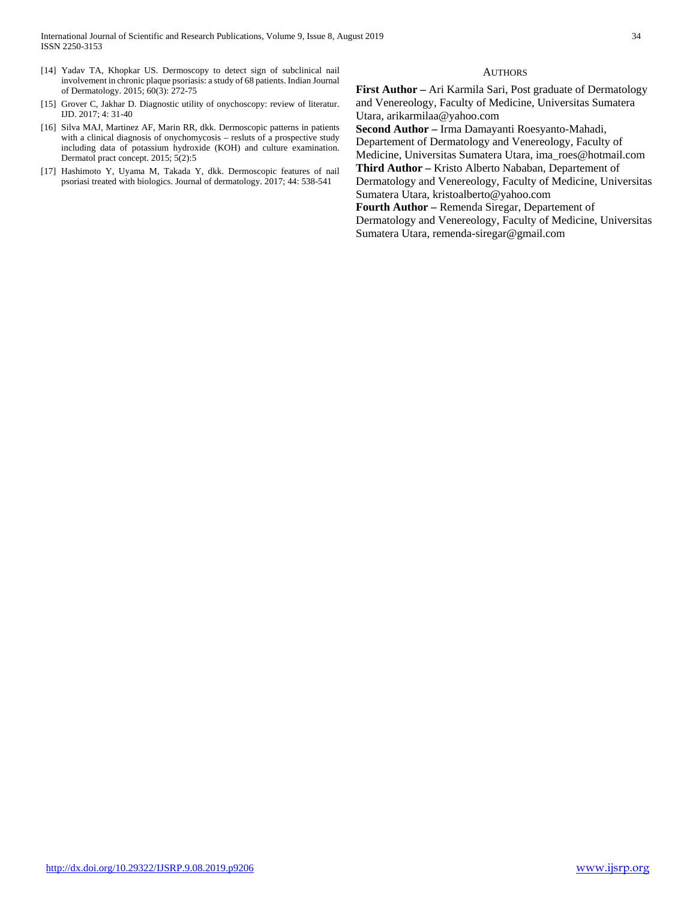[14] Yadav TA, Khopkar US. Dermoscopy to detect sign of subclinical nail involvement in chronic plaque psoriasis: a study of 68 patients. Indian Journal of Dermatology. 2015; 60(3): 272-75

[15] Grover C, Jakhar D. Diagnostic utility of onychoscopy: review of literatur. IJD. 2017; 4: 31-40

[16] Silva MAJ, Martinez AF, Marin RR, dkk. Dermoscopic patterns in patients with a clinical diagnosis of onychomycosis – resluts of a prospective study including data of potassium hydroxide (KOH) and culture examination. Dermatol pract concept. 2015; 5(2):5

[17] Hashimoto Y, Uyama M, Takada Y, dkk. Dermoscopic features of nail psoriasi treated with biologics. Journal of dermatology. 2017; 44: 538-541

## Authors

**First Author –** Ari Karmila Sari, Post graduate of Dermatology and Venereology, Faculty of Medicine, Universitas Sumatera Utara, arikarmilaa@yahoo.com

**Second Author –** Irma Damayanti Roesyanto-Mahadi, Departement of Dermatology and Venereology, Faculty of Medicine, Universitas Sumatera Utara, ima_roes@hotmail.com

**Third Author –** Kristo Alberto Nababan, Departement of Dermatology and Venereology, Faculty of Medicine, Universitas Sumatera Utara, kristoalberto@yahoo.com

**Fourth Author –** Remenda Siregar, Departement of Dermatology and Venereology, Faculty of Medicine, Universitas Sumatera Utara, remenda-siregar@gmail.com